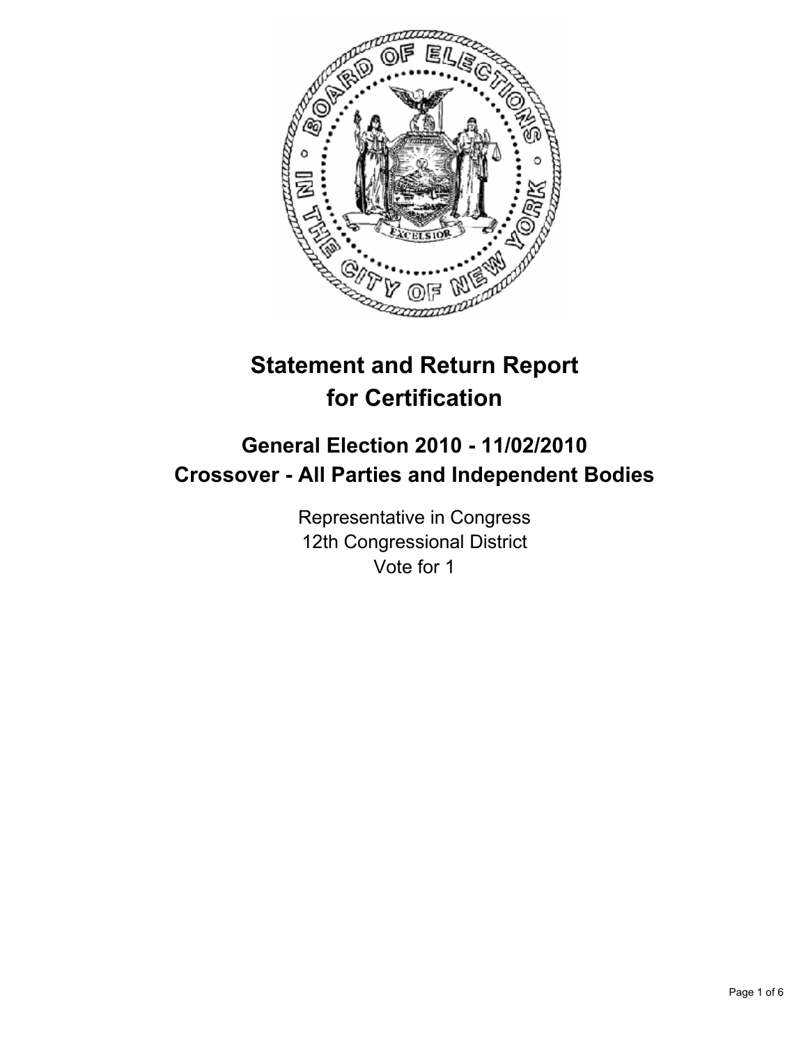# Statement and Return Report for Certification

## General Election 2010 - 11/02/2010
## Crossover - All Parties and Independent Bodies

Representative in Congress
12th Congressional District
Vote for 1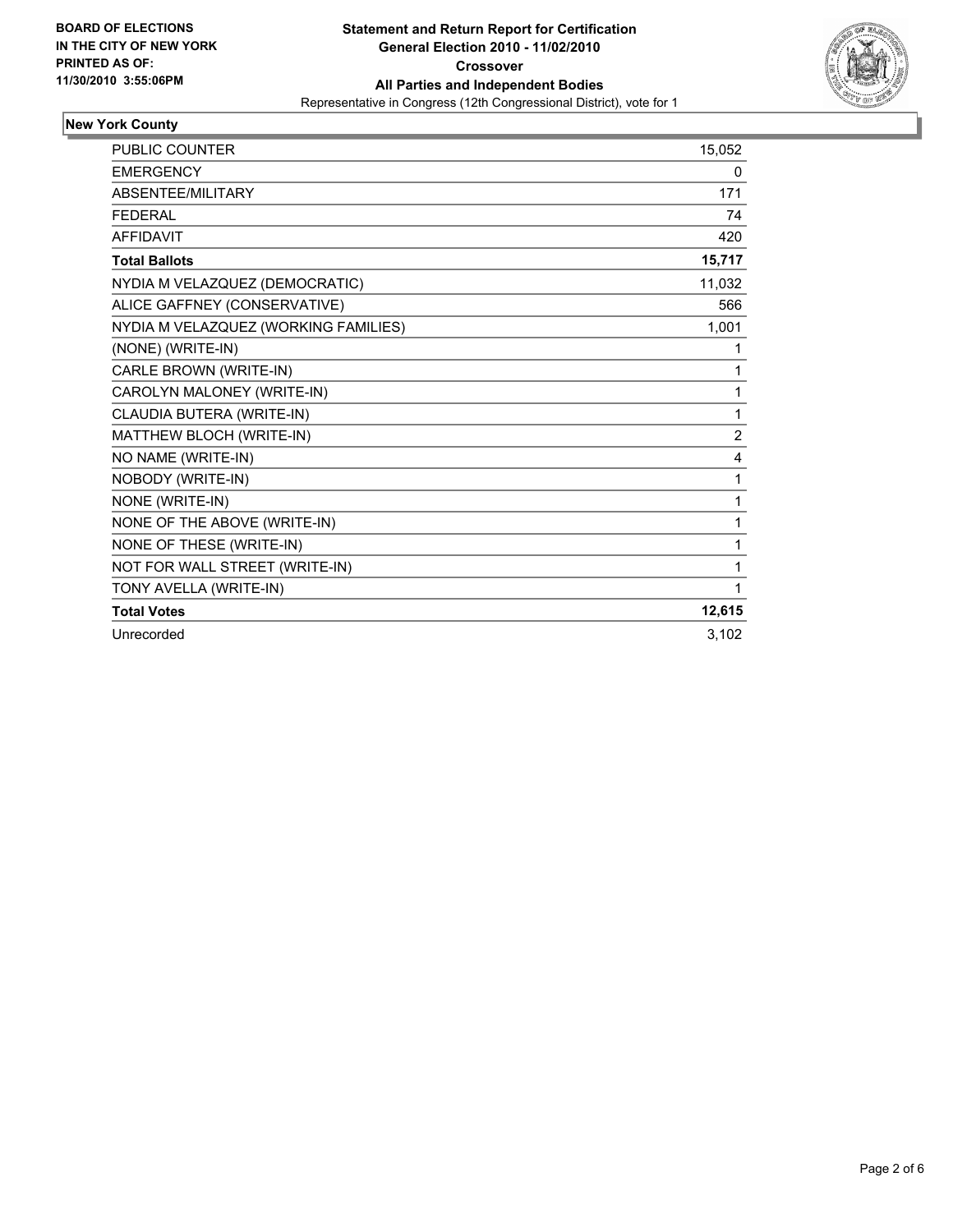**BOARD OF ELECTIONS IN THE CITY OF NEW YORK PRINTED AS OF: 11/30/2010 3:55:06PM**

**Statement and Return Report for Certification**
**General Election 2010 - 11/02/2010**
**Crossover**
**All Parties and Independent Bodies**
Representative in Congress (12th Congressional District), vote for 1

## New York County

| | |
|---|---|
| PUBLIC COUNTER | 15,052 |
| EMERGENCY | 0 |
| ABSENTEE/MILITARY | 171 |
| FEDERAL | 74 |
| AFFIDAVIT | 420 |
| **Total Ballots** | **15,717** |
| NYDIA M VELAZQUEZ (DEMOCRATIC) | 11,032 |
| ALICE GAFFNEY (CONSERVATIVE) | 566 |
| NYDIA M VELAZQUEZ (WORKING FAMILIES) | 1,001 |
| (NONE) (WRITE-IN) | 1 |
| CARLE BROWN (WRITE-IN) | 1 |
| CAROLYN MALONEY (WRITE-IN) | 1 |
| CLAUDIA BUTERA (WRITE-IN) | 1 |
| MATTHEW BLOCH (WRITE-IN) | 2 |
| NO NAME (WRITE-IN) | 4 |
| NOBODY (WRITE-IN) | 1 |
| NONE (WRITE-IN) | 1 |
| NONE OF THE ABOVE (WRITE-IN) | 1 |
| NONE OF THESE (WRITE-IN) | 1 |
| NOT FOR WALL STREET (WRITE-IN) | 1 |
| TONY AVELLA (WRITE-IN) | 1 |
| **Total Votes** | **12,615** |
| Unrecorded | 3,102 |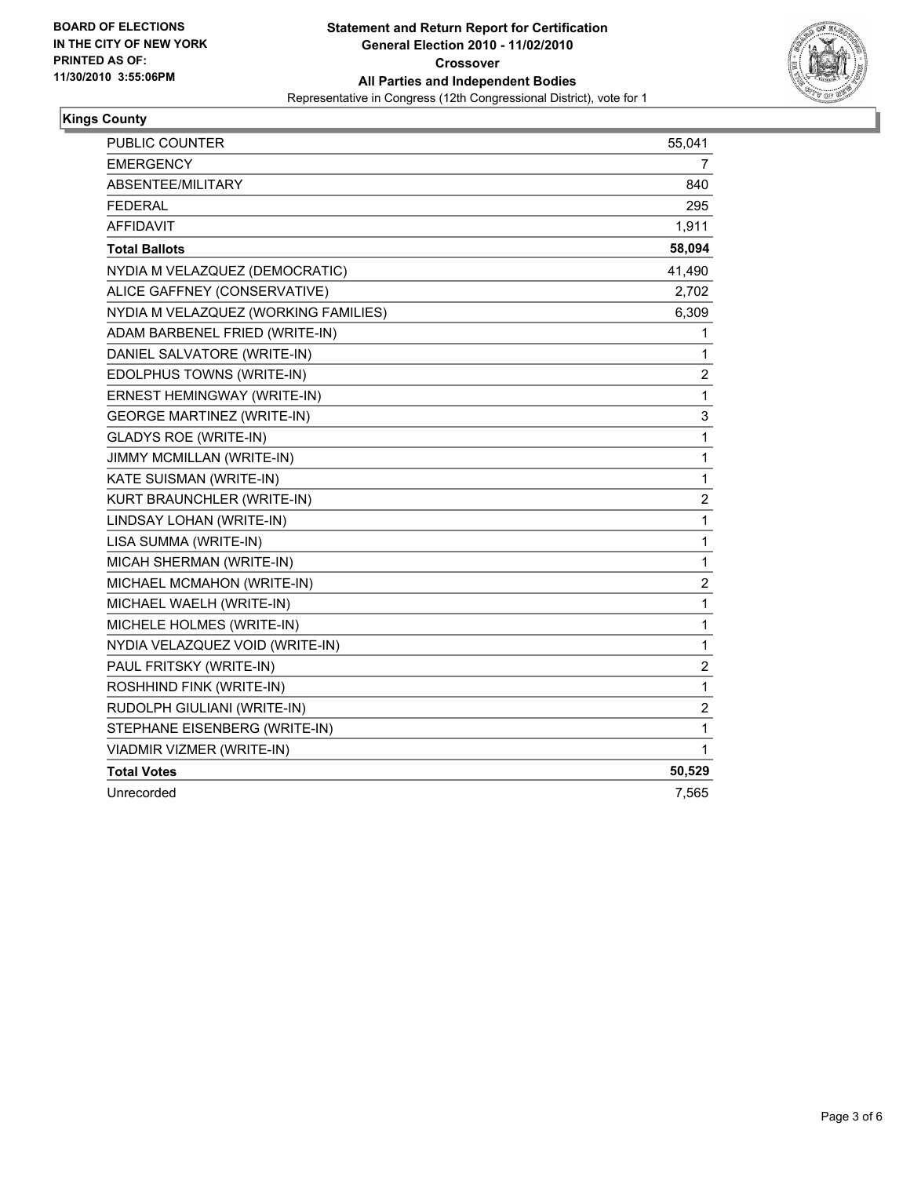**BOARD OF ELECTIONS IN THE CITY OF NEW YORK PRINTED AS OF: 11/30/2010 3:55:06PM**

**Statement and Return Report for Certification**
**General Election 2010 - 11/02/2010**
**Crossover**
**All Parties and Independent Bodies**
Representative in Congress (12th Congressional District), vote for 1

## Kings County

| | |
|---|---|
| PUBLIC COUNTER | 55,041 |
| EMERGENCY | 7 |
| ABSENTEE/MILITARY | 840 |
| FEDERAL | 295 |
| AFFIDAVIT | 1,911 |
| **Total Ballots** | **58,094** |
| NYDIA M VELAZQUEZ (DEMOCRATIC) | 41,490 |
| ALICE GAFFNEY (CONSERVATIVE) | 2,702 |
| NYDIA M VELAZQUEZ (WORKING FAMILIES) | 6,309 |
| ADAM BARBENEL FRIED (WRITE-IN) | 1 |
| DANIEL SALVATORE (WRITE-IN) | 1 |
| EDOLPHUS TOWNS (WRITE-IN) | 2 |
| ERNEST HEMINGWAY (WRITE-IN) | 1 |
| GEORGE MARTINEZ (WRITE-IN) | 3 |
| GLADYS ROE (WRITE-IN) | 1 |
| JIMMY MCMILLAN (WRITE-IN) | 1 |
| KATE SUISMAN (WRITE-IN) | 1 |
| KURT BRAUNCHLER (WRITE-IN) | 2 |
| LINDSAY LOHAN (WRITE-IN) | 1 |
| LISA SUMMA (WRITE-IN) | 1 |
| MICAH SHERMAN (WRITE-IN) | 1 |
| MICHAEL MCMAHON (WRITE-IN) | 2 |
| MICHAEL WAELH (WRITE-IN) | 1 |
| MICHELE HOLMES (WRITE-IN) | 1 |
| NYDIA VELAZQUEZ VOID (WRITE-IN) | 1 |
| PAUL FRITSKY (WRITE-IN) | 2 |
| ROSHHIND FINK (WRITE-IN) | 1 |
| RUDOLPH GIULIANI (WRITE-IN) | 2 |
| STEPHANE EISENBERG (WRITE-IN) | 1 |
| VIADMIR VIZMER (WRITE-IN) | 1 |
| **Total Votes** | **50,529** |
| Unrecorded | 7,565 |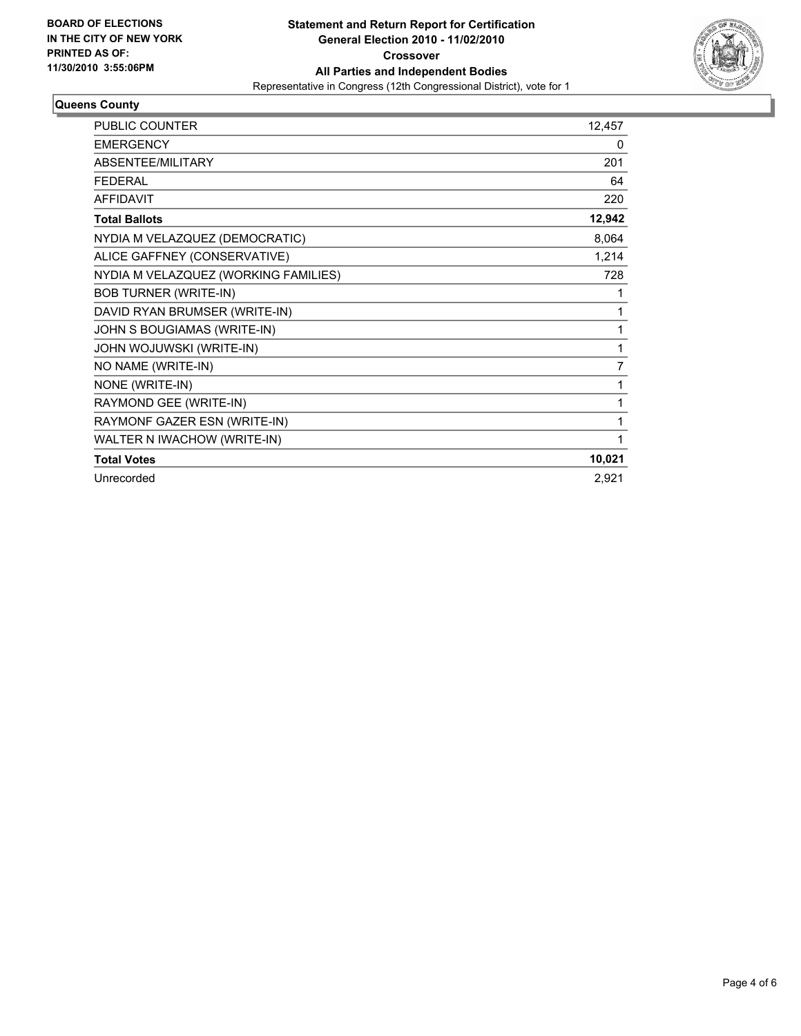**BOARD OF ELECTIONS IN THE CITY OF NEW YORK PRINTED AS OF: 11/30/2010 3:55:06PM**

**Statement and Return Report for Certification**
**General Election 2010 - 11/02/2010**
**Crossover**
**All Parties and Independent Bodies**
Representative in Congress (12th Congressional District), vote for 1

## Queens County

| | |
|---|---|
| PUBLIC COUNTER | 12,457 |
| EMERGENCY | 0 |
| ABSENTEE/MILITARY | 201 |
| FEDERAL | 64 |
| AFFIDAVIT | 220 |
| **Total Ballots** | **12,942** |
| NYDIA M VELAZQUEZ (DEMOCRATIC) | 8,064 |
| ALICE GAFFNEY (CONSERVATIVE) | 1,214 |
| NYDIA M VELAZQUEZ (WORKING FAMILIES) | 728 |
| BOB TURNER (WRITE-IN) | 1 |
| DAVID RYAN BRUMSER (WRITE-IN) | 1 |
| JOHN S BOUGIAMAS (WRITE-IN) | 1 |
| JOHN WOJUWSKI (WRITE-IN) | 1 |
| NO NAME (WRITE-IN) | 7 |
| NONE (WRITE-IN) | 1 |
| RAYMOND GEE (WRITE-IN) | 1 |
| RAYMONF GAZER ESN (WRITE-IN) | 1 |
| WALTER N IWACHOW (WRITE-IN) | 1 |
| **Total Votes** | **10,021** |
| Unrecorded | 2,921 |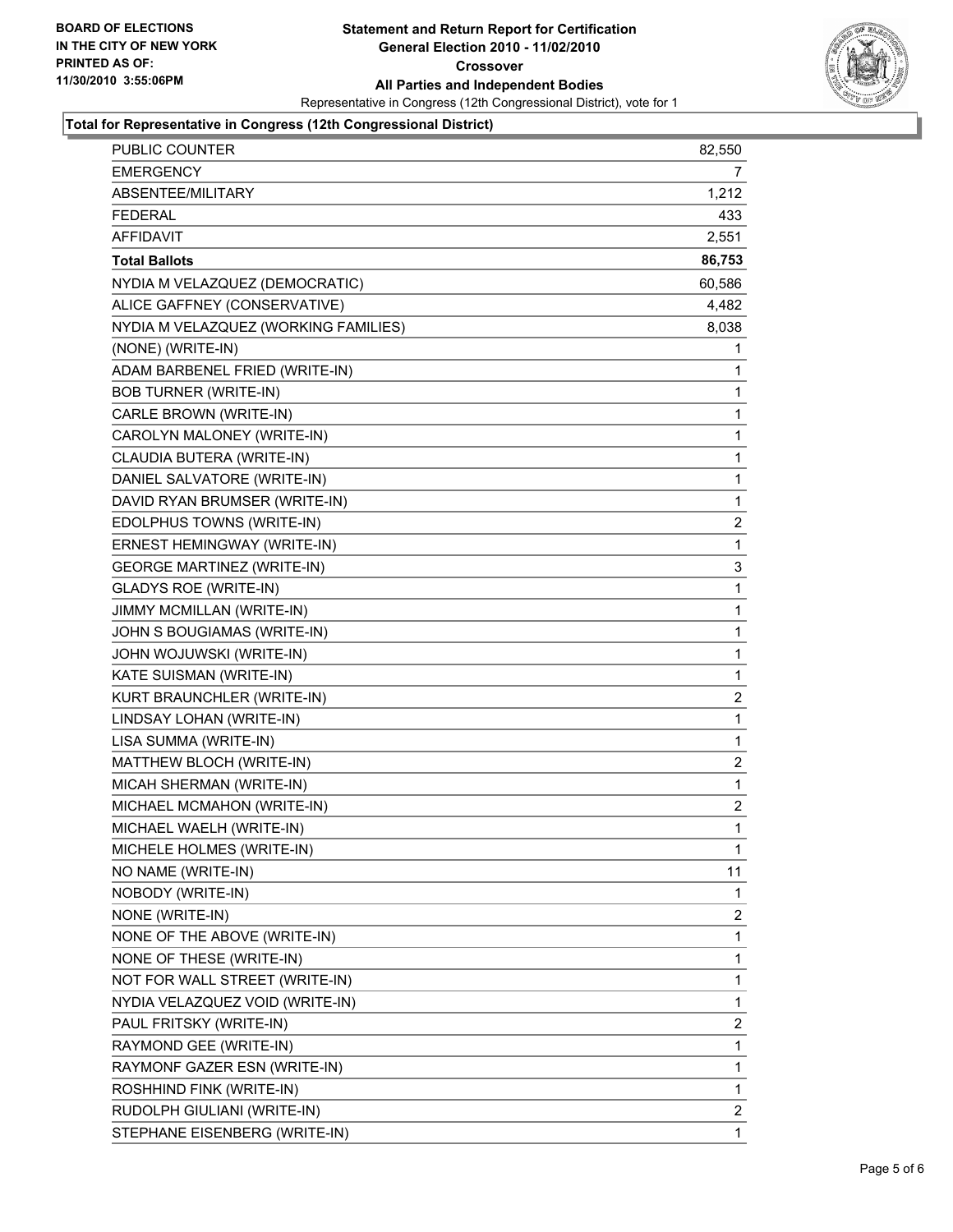**BOARD OF ELECTIONS**
**IN THE CITY OF NEW YORK**
**PRINTED AS OF:**
**11/30/2010 3:55:06PM**

**Statement and Return Report for Certification**
**General Election 2010 - 11/02/2010**
**Crossover**
**All Parties and Independent Bodies**
Representative in Congress (12th Congressional District), vote for 1

**Total for Representative in Congress (12th Congressional District)**

| | |
|---|---|
| PUBLIC COUNTER | 82,550 |
| EMERGENCY | 7 |
| ABSENTEE/MILITARY | 1,212 |
| FEDERAL | 433 |
| AFFIDAVIT | 2,551 |
| **Total Ballots** | **86,753** |
| NYDIA M VELAZQUEZ (DEMOCRATIC) | 60,586 |
| ALICE GAFFNEY (CONSERVATIVE) | 4,482 |
| NYDIA M VELAZQUEZ (WORKING FAMILIES) | 8,038 |
| (NONE) (WRITE-IN) | 1 |
| ADAM BARBENEL FRIED (WRITE-IN) | 1 |
| BOB TURNER (WRITE-IN) | 1 |
| CARLE BROWN (WRITE-IN) | 1 |
| CAROLYN MALONEY (WRITE-IN) | 1 |
| CLAUDIA BUTERA (WRITE-IN) | 1 |
| DANIEL SALVATORE (WRITE-IN) | 1 |
| DAVID RYAN BRUMSER (WRITE-IN) | 1 |
| EDOLPHUS TOWNS (WRITE-IN) | 2 |
| ERNEST HEMINGWAY (WRITE-IN) | 1 |
| GEORGE MARTINEZ (WRITE-IN) | 3 |
| GLADYS ROE (WRITE-IN) | 1 |
| JIMMY MCMILLAN (WRITE-IN) | 1 |
| JOHN S BOUGIAMAS (WRITE-IN) | 1 |
| JOHN WOJUWSKI (WRITE-IN) | 1 |
| KATE SUISMAN (WRITE-IN) | 1 |
| KURT BRAUNCHLER (WRITE-IN) | 2 |
| LINDSAY LOHAN (WRITE-IN) | 1 |
| LISA SUMMA (WRITE-IN) | 1 |
| MATTHEW BLOCH (WRITE-IN) | 2 |
| MICAH SHERMAN (WRITE-IN) | 1 |
| MICHAEL MCMAHON (WRITE-IN) | 2 |
| MICHAEL WAELH (WRITE-IN) | 1 |
| MICHELE HOLMES (WRITE-IN) | 1 |
| NO NAME (WRITE-IN) | 11 |
| NOBODY (WRITE-IN) | 1 |
| NONE (WRITE-IN) | 2 |
| NONE OF THE ABOVE (WRITE-IN) | 1 |
| NONE OF THESE (WRITE-IN) | 1 |
| NOT FOR WALL STREET (WRITE-IN) | 1 |
| NYDIA VELAZQUEZ VOID (WRITE-IN) | 1 |
| PAUL FRITSKY (WRITE-IN) | 2 |
| RAYMOND GEE (WRITE-IN) | 1 |
| RAYMONF GAZER ESN (WRITE-IN) | 1 |
| ROSHHIND FINK (WRITE-IN) | 1 |
| RUDOLPH GIULIANI (WRITE-IN) | 2 |
| STEPHANE EISENBERG (WRITE-IN) | 1 |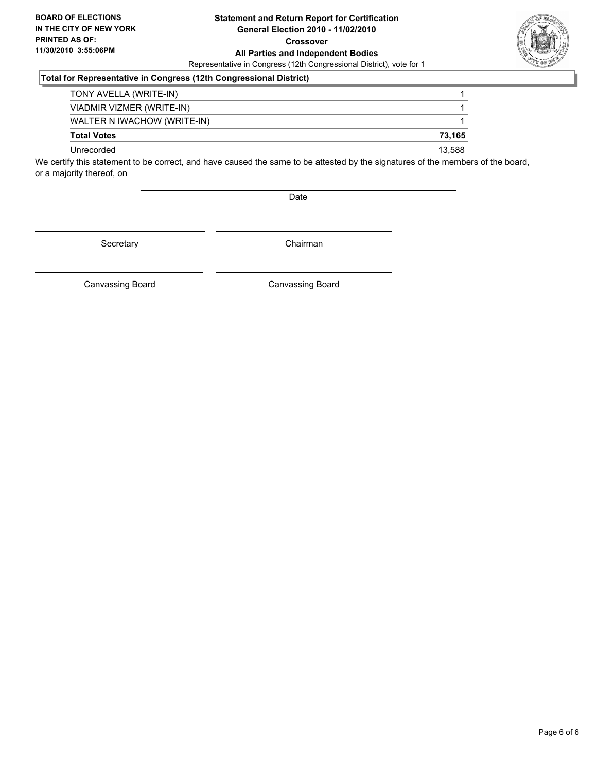**BOARD OF ELECTIONS IN THE CITY OF NEW YORK PRINTED AS OF: 11/30/2010 3:55:06PM**

**Statement and Return Report for Certification**
**General Election 2010 - 11/02/2010**
**Crossover**
**All Parties and Independent Bodies**

Representative in Congress (12th Congressional District), vote for 1

**Total for Representative in Congress (12th Congressional District)**

| | |
|---|---|
| TONY AVELLA (WRITE-IN) | 1 |
| VIADMIR VIZMER (WRITE-IN) | 1 |
| WALTER N IWACHOW (WRITE-IN) | 1 |
| **Total Votes** | **73,165** |
| Unrecorded | 13,588 |

We certify this statement to be correct, and have caused the same to be attested by the signatures of the members of the board, or a majority thereof, on

Date

Secretary

Chairman

Canvassing Board

Canvassing Board